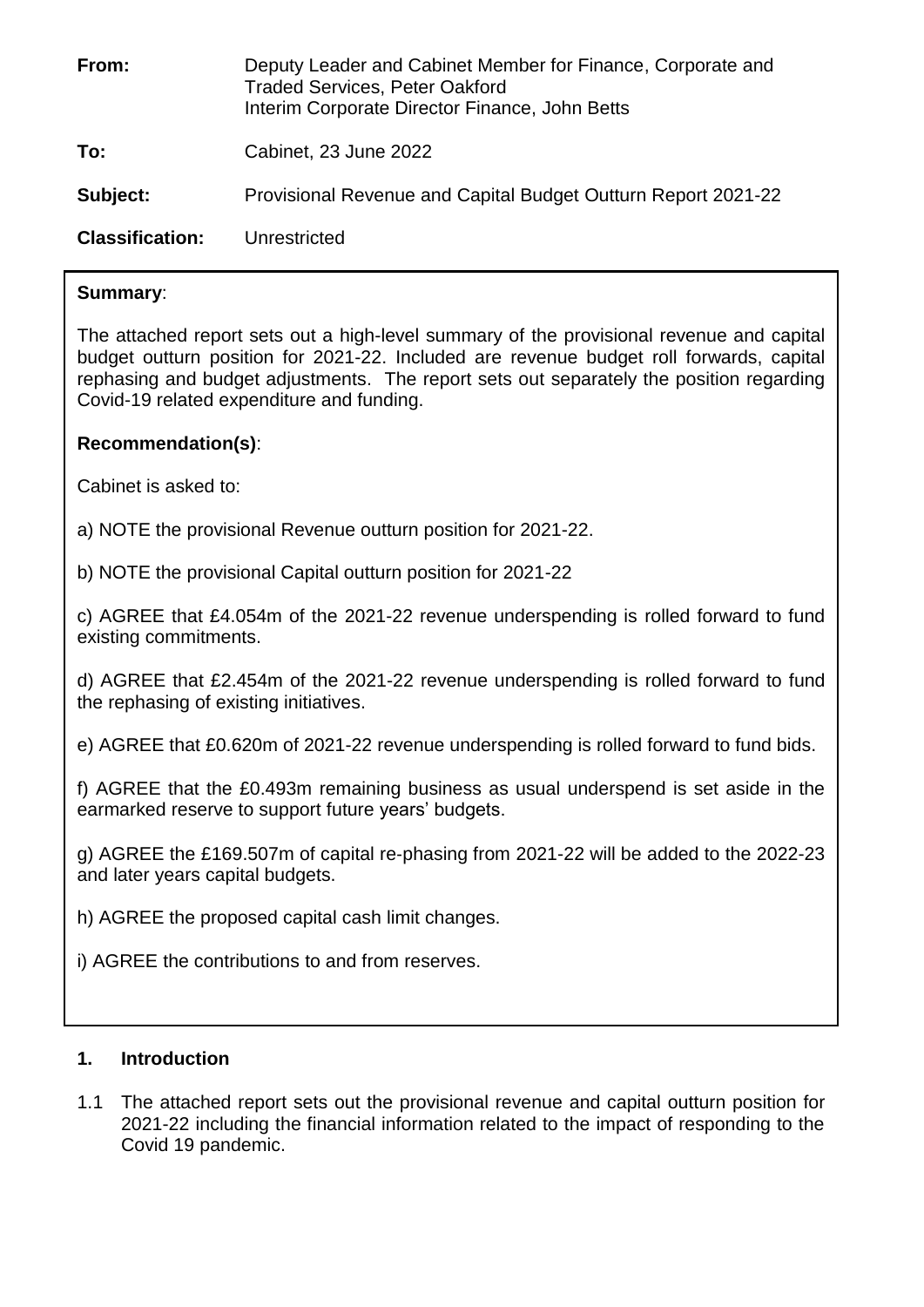| | |
|---|---|
| **From:** | Deputy Leader and Cabinet Member for Finance, Corporate and Traded Services, Peter Oakford<br>Interim Corporate Director Finance, John Betts |
| **To:** | Cabinet, 23 June 2022 |
| **Subject:** | Provisional Revenue and Capital Budget Outturn Report 2021-22 |
| **Classification:** | Unrestricted |

**Summary**:

The attached report sets out a high-level summary of the provisional revenue and capital budget outturn position for 2021-22. Included are revenue budget roll forwards, capital rephasing and budget adjustments. The report sets out separately the position regarding Covid-19 related expenditure and funding.

**Recommendation(s)**:

Cabinet is asked to:

a) NOTE the provisional Revenue outturn position for 2021-22.

b) NOTE the provisional Capital outturn position for 2021-22

c) AGREE that £4.054m of the 2021-22 revenue underspending is rolled forward to fund existing commitments.

d) AGREE that £2.454m of the 2021-22 revenue underspending is rolled forward to fund the rephasing of existing initiatives.

e) AGREE that £0.620m of 2021-22 revenue underspending is rolled forward to fund bids.

f) AGREE that the £0.493m remaining business as usual underspend is set aside in the earmarked reserve to support future years' budgets.

g) AGREE the £169.507m of capital re-phasing from 2021-22 will be added to the 2022-23 and later years capital budgets.

h) AGREE the proposed capital cash limit changes.

i) AGREE the contributions to and from reserves.

## 1. Introduction

1.1 The attached report sets out the provisional revenue and capital outturn position for 2021-22 including the financial information related to the impact of responding to the Covid 19 pandemic.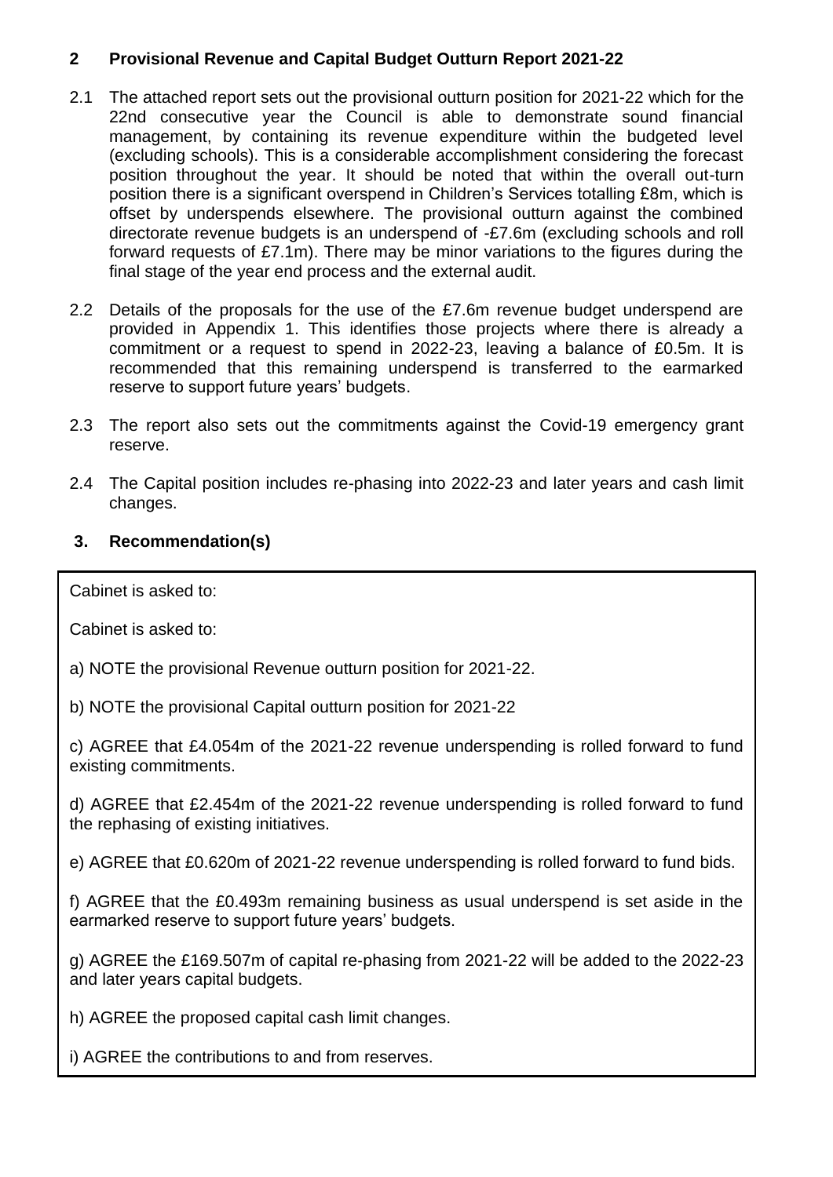## 2 Provisional Revenue and Capital Budget Outturn Report 2021-22

2.1 The attached report sets out the provisional outturn position for 2021-22 which for the 22nd consecutive year the Council is able to demonstrate sound financial management, by containing its revenue expenditure within the budgeted level (excluding schools). This is a considerable accomplishment considering the forecast position throughout the year. It should be noted that within the overall out-turn position there is a significant overspend in Children's Services totalling £8m, which is offset by underspends elsewhere. The provisional outturn against the combined directorate revenue budgets is an underspend of -£7.6m (excluding schools and roll forward requests of £7.1m). There may be minor variations to the figures during the final stage of the year end process and the external audit.

2.2 Details of the proposals for the use of the £7.6m revenue budget underspend are provided in Appendix 1. This identifies those projects where there is already a commitment or a request to spend in 2022-23, leaving a balance of £0.5m. It is recommended that this remaining underspend is transferred to the earmarked reserve to support future years' budgets.

2.3 The report also sets out the commitments against the Covid-19 emergency grant reserve.

2.4 The Capital position includes re-phasing into 2022-23 and later years and cash limit changes.

## 3. Recommendation(s)

Cabinet is asked to:

Cabinet is asked to:

a) NOTE the provisional Revenue outturn position for 2021-22.

b) NOTE the provisional Capital outturn position for 2021-22

c) AGREE that £4.054m of the 2021-22 revenue underspending is rolled forward to fund existing commitments.

d) AGREE that £2.454m of the 2021-22 revenue underspending is rolled forward to fund the rephasing of existing initiatives.

e) AGREE that £0.620m of 2021-22 revenue underspending is rolled forward to fund bids.

f) AGREE that the £0.493m remaining business as usual underspend is set aside in the earmarked reserve to support future years' budgets.

g) AGREE the £169.507m of capital re-phasing from 2021-22 will be added to the 2022-23 and later years capital budgets.

h) AGREE the proposed capital cash limit changes.

i) AGREE the contributions to and from reserves.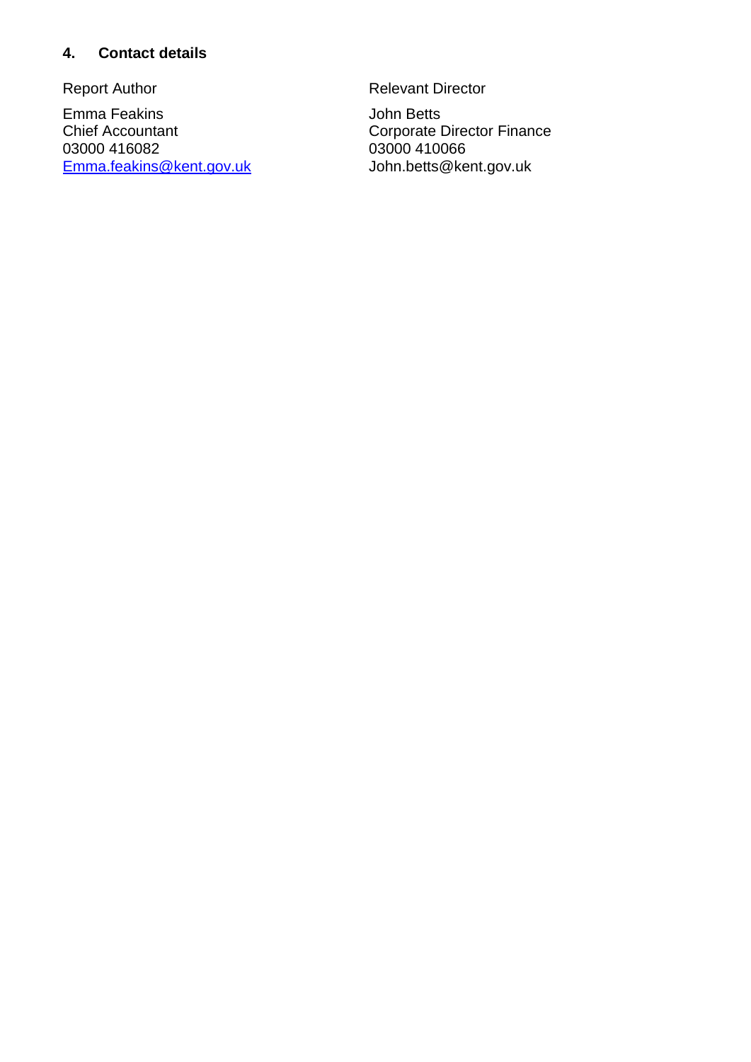## 4. Contact details

| Report Author | Relevant Director |
| --- | --- |
| Emma Feakins | John Betts |
| Chief Accountant | Corporate Director Finance |
| 03000 416082 | 03000 410066 |
| Emma.feakins@kent.gov.uk | John.betts@kent.gov.uk |